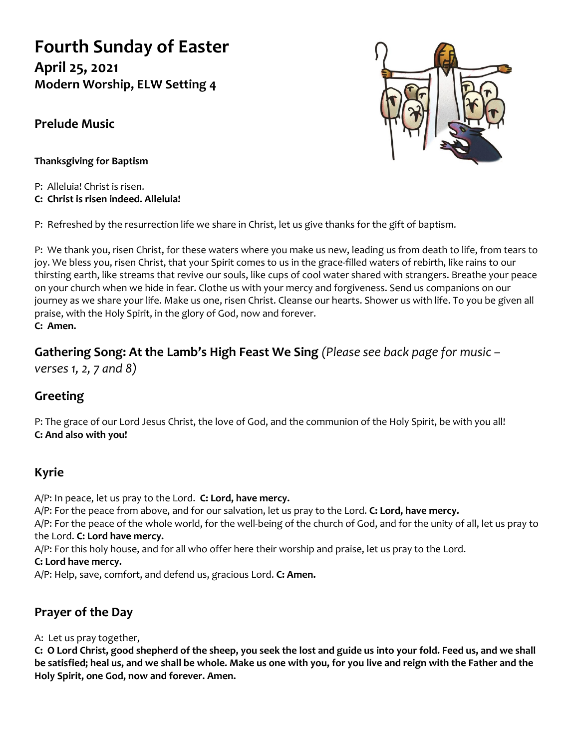# Fourth Sunday of Easter

**April 25, 2021**
**Modern Worship, ELW Setting 4**

## Prelude Music

**Thanksgiving for Baptism**

P: Alleluia! Christ is risen.
**C: Christ is risen indeed. Alleluia!**

P: Refreshed by the resurrection life we share in Christ, let us give thanks for the gift of baptism.

P: We thank you, risen Christ, for these waters where you make us new, leading us from death to life, from tears to joy. We bless you, risen Christ, that your Spirit comes to us in the grace-filled waters of rebirth, like rains to our thirsting earth, like streams that revive our souls, like cups of cool water shared with strangers. Breathe your peace on your church when we hide in fear. Clothe us with your mercy and forgiveness. Send us companions on our journey as we share your life. Make us one, risen Christ. Cleanse our hearts. Shower us with life. To you be given all praise, with the Holy Spirit, in the glory of God, now and forever.
**C: Amen.**

## Gathering Song: At the Lamb's High Feast We Sing *(Please see back page for music – verses 1, 2, 7 and 8)*

## Greeting

P: The grace of our Lord Jesus Christ, the love of God, and the communion of the Holy Spirit, be with you all!
**C: And also with you!**

## Kyrie

A/P: In peace, let us pray to the Lord. **C: Lord, have mercy.**
A/P: For the peace from above, and for our salvation, let us pray to the Lord. **C: Lord, have mercy.**
A/P: For the peace of the whole world, for the well-being of the church of God, and for the unity of all, let us pray to the Lord. **C: Lord have mercy.**
A/P: For this holy house, and for all who offer here their worship and praise, let us pray to the Lord.
**C: Lord have mercy.**
A/P: Help, save, comfort, and defend us, gracious Lord. **C: Amen.**

## Prayer of the Day

A: Let us pray together,
**C: O Lord Christ, good shepherd of the sheep, you seek the lost and guide us into your fold. Feed us, and we shall be satisfied; heal us, and we shall be whole. Make us one with you, for you live and reign with the Father and the Holy Spirit, one God, now and forever. Amen.**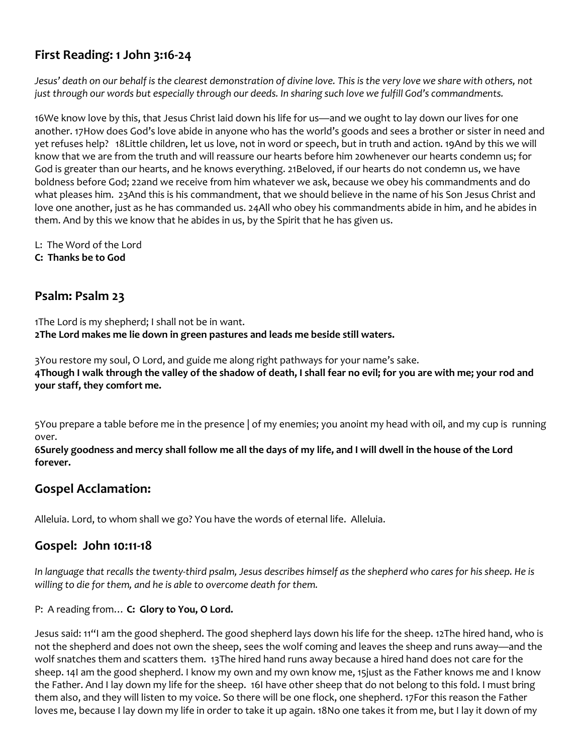## First Reading: 1 John 3:16-24

*Jesus' death on our behalf is the clearest demonstration of divine love. This is the very love we share with others, not just through our words but especially through our deeds. In sharing such love we fulfill God's commandments.*

16We know love by this, that Jesus Christ laid down his life for us—and we ought to lay down our lives for one another. 17How does God's love abide in anyone who has the world's goods and sees a brother or sister in need and yet refuses help? 18Little children, let us love, not in word or speech, but in truth and action. 19And by this we will know that we are from the truth and will reassure our hearts before him 20whenever our hearts condemn us; for God is greater than our hearts, and he knows everything. 21Beloved, if our hearts do not condemn us, we have boldness before God; 22and we receive from him whatever we ask, because we obey his commandments and do what pleases him. 23And this is his commandment, that we should believe in the name of his Son Jesus Christ and love one another, just as he has commanded us. 24All who obey his commandments abide in him, and he abides in them. And by this we know that he abides in us, by the Spirit that he has given us.

L: The Word of the Lord
**C: Thanks be to God**

## Psalm: Psalm 23

1The Lord is my shepherd; I shall not be in want.
**2The Lord makes me lie down in green pastures and leads me beside still waters.**

3You restore my soul, O Lord, and guide me along right pathways for your name's sake.
**4Though I walk through the valley of the shadow of death, I shall fear no evil; for you are with me; your rod and your staff, they comfort me.**

5You prepare a table before me in the presence | of my enemies; you anoint my head with oil, and my cup is running over.
**6Surely goodness and mercy shall follow me all the days of my life, and I will dwell in the house of the Lord forever.**

## Gospel Acclamation:

Alleluia. Lord, to whom shall we go? You have the words of eternal life. Alleluia.

## Gospel: John 10:11-18

*In language that recalls the twenty-third psalm, Jesus describes himself as the shepherd who cares for his sheep. He is willing to die for them, and he is able to overcome death for them.*

P: A reading from… **C: Glory to You, O Lord.**

Jesus said: 11"I am the good shepherd. The good shepherd lays down his life for the sheep. 12The hired hand, who is not the shepherd and does not own the sheep, sees the wolf coming and leaves the sheep and runs away—and the wolf snatches them and scatters them. 13The hired hand runs away because a hired hand does not care for the sheep. 14I am the good shepherd. I know my own and my own know me, 15just as the Father knows me and I know the Father. And I lay down my life for the sheep. 16I have other sheep that do not belong to this fold. I must bring them also, and they will listen to my voice. So there will be one flock, one shepherd. 17For this reason the Father loves me, because I lay down my life in order to take it up again. 18No one takes it from me, but I lay it down of my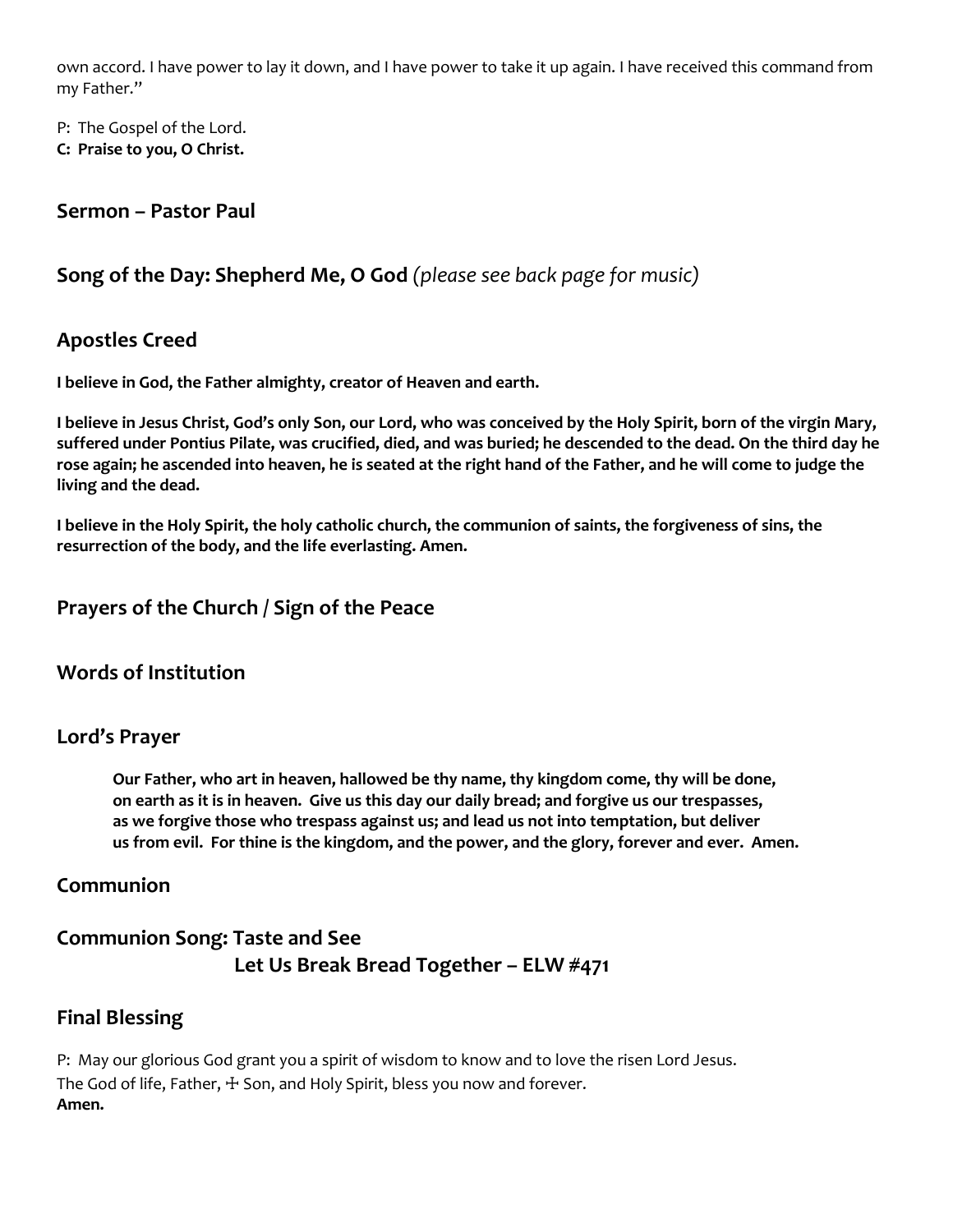own accord. I have power to lay it down, and I have power to take it up again. I have received this command from my Father."

P: The Gospel of the Lord.
**C: Praise to you, O Christ.**

## Sermon – Pastor Paul

## Song of the Day: Shepherd Me, O God *(please see back page for music)*

## Apostles Creed

**I believe in God, the Father almighty, creator of Heaven and earth.**

**I believe in Jesus Christ, God's only Son, our Lord, who was conceived by the Holy Spirit, born of the virgin Mary, suffered under Pontius Pilate, was crucified, died, and was buried; he descended to the dead. On the third day he rose again; he ascended into heaven, he is seated at the right hand of the Father, and he will come to judge the living and the dead.**

**I believe in the Holy Spirit, the holy catholic church, the communion of saints, the forgiveness of sins, the resurrection of the body, and the life everlasting. Amen.**

## Prayers of the Church / Sign of the Peace

## Words of Institution

## Lord's Prayer

**Our Father, who art in heaven, hallowed be thy name, thy kingdom come, thy will be done, on earth as it is in heaven. Give us this day our daily bread; and forgive us our trespasses, as we forgive those who trespass against us; and lead us not into temptation, but deliver us from evil. For thine is the kingdom, and the power, and the glory, forever and ever. Amen.**

## Communion

## Communion Song: Taste and See
## Let Us Break Bread Together – ELW #471

## Final Blessing

P: May our glorious God grant you a spirit of wisdom to know and to love the risen Lord Jesus.
The God of life, Father, ☩ Son, and Holy Spirit, bless you now and forever.
**Amen.**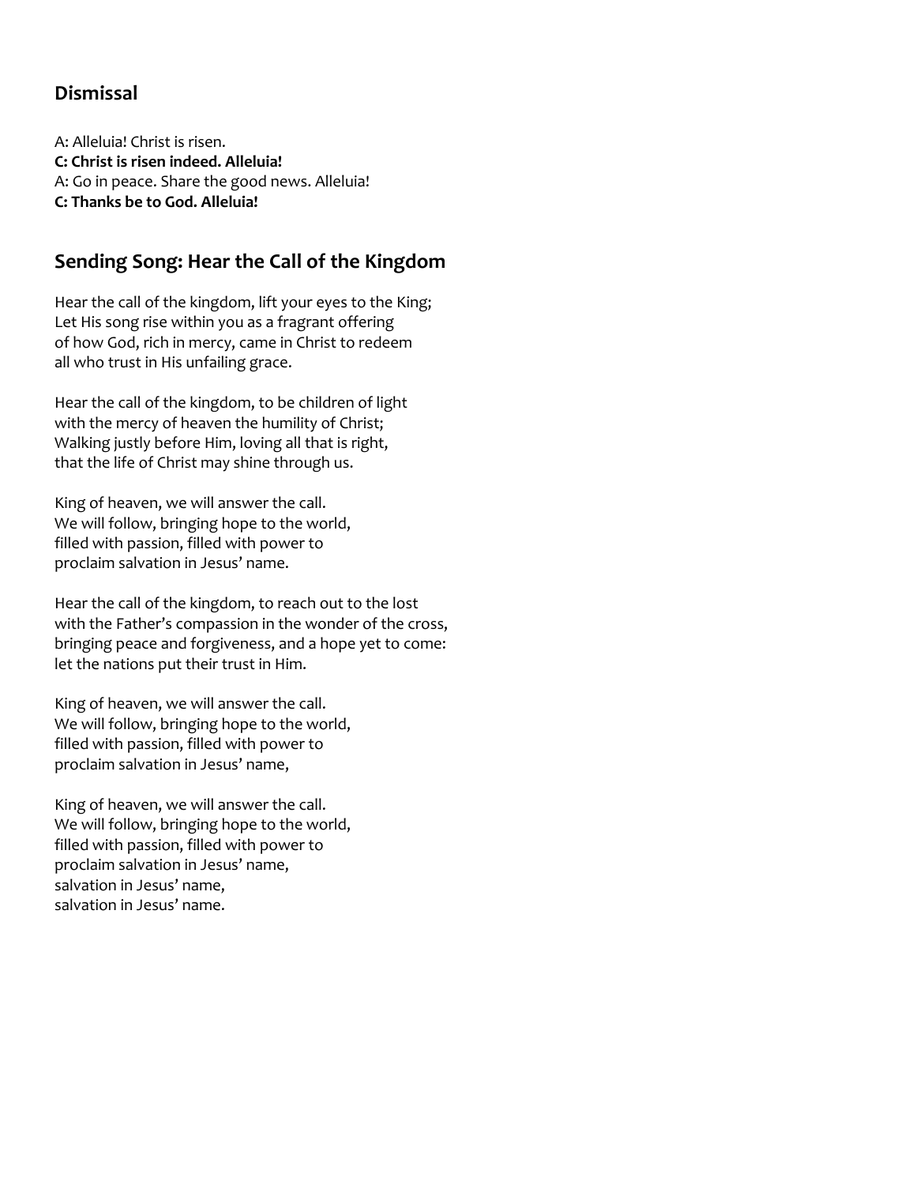## Dismissal

A: Alleluia! Christ is risen.
**C: Christ is risen indeed. Alleluia!**
A: Go in peace. Share the good news. Alleluia!
**C: Thanks be to God. Alleluia!**

## Sending Song: Hear the Call of the Kingdom

Hear the call of the kingdom, lift your eyes to the King;
Let His song rise within you as a fragrant offering
of how God, rich in mercy, came in Christ to redeem
all who trust in His unfailing grace.

Hear the call of the kingdom, to be children of light
with the mercy of heaven the humility of Christ;
Walking justly before Him, loving all that is right,
that the life of Christ may shine through us.

King of heaven, we will answer the call.
We will follow, bringing hope to the world,
filled with passion, filled with power to
proclaim salvation in Jesus' name.

Hear the call of the kingdom, to reach out to the lost
with the Father's compassion in the wonder of the cross,
bringing peace and forgiveness, and a hope yet to come:
let the nations put their trust in Him.

King of heaven, we will answer the call.
We will follow, bringing hope to the world,
filled with passion, filled with power to
proclaim salvation in Jesus' name,

King of heaven, we will answer the call.
We will follow, bringing hope to the world,
filled with passion, filled with power to
proclaim salvation in Jesus' name,
salvation in Jesus' name,
salvation in Jesus' name.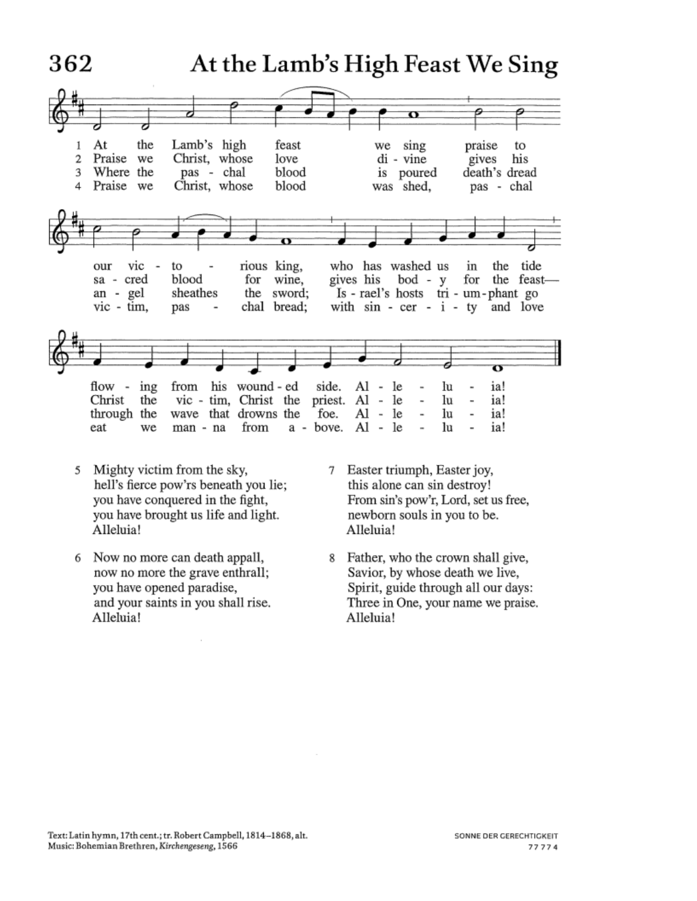# 362 At the Lamb's High Feast We Sing

1 At the Lamb's high feast we sing praise to our victorious king, who has washed us in the tide flowing from his wounded side. Alleluia!

2 Praise we Christ, whose love divine gives his sacred blood for wine, gives his body for the feast— Christ the victim, Christ the priest. Alleluia!

3 Where the paschal blood is poured death's dread angel sheathes the sword; Israel's hosts triumphant go through the wave that drowns the foe. Alleluia!

4 Praise we Christ, whose blood was shed, paschal victim, paschal bread; with sincerity and love eat we manna from above. Alleluia!

5 Mighty victim from the sky,
hell's fierce pow'rs beneath you lie;
you have conquered in the fight,
you have brought us life and light.
Alleluia!

6 Now no more can death appall,
now no more the grave enthrall;
you have opened paradise,
and your saints in you shall rise.
Alleluia!

7 Easter triumph, Easter joy,
this alone can sin destroy!
From sin's pow'r, Lord, set us free,
newborn souls in you to be.
Alleluia!

8 Father, who the crown shall give,
Savior, by whose death we live,
Spirit, guide through all our days:
Three in One, your name we praise.
Alleluia!

Text: Latin hymn, 17th cent.; tr. Robert Campbell, 1814–1868, alt.
Music: Bohemian Brethren, *Kirchengeseng*, 1566

SONNE DER GERECHTIGKEIT
7 7 7 7 4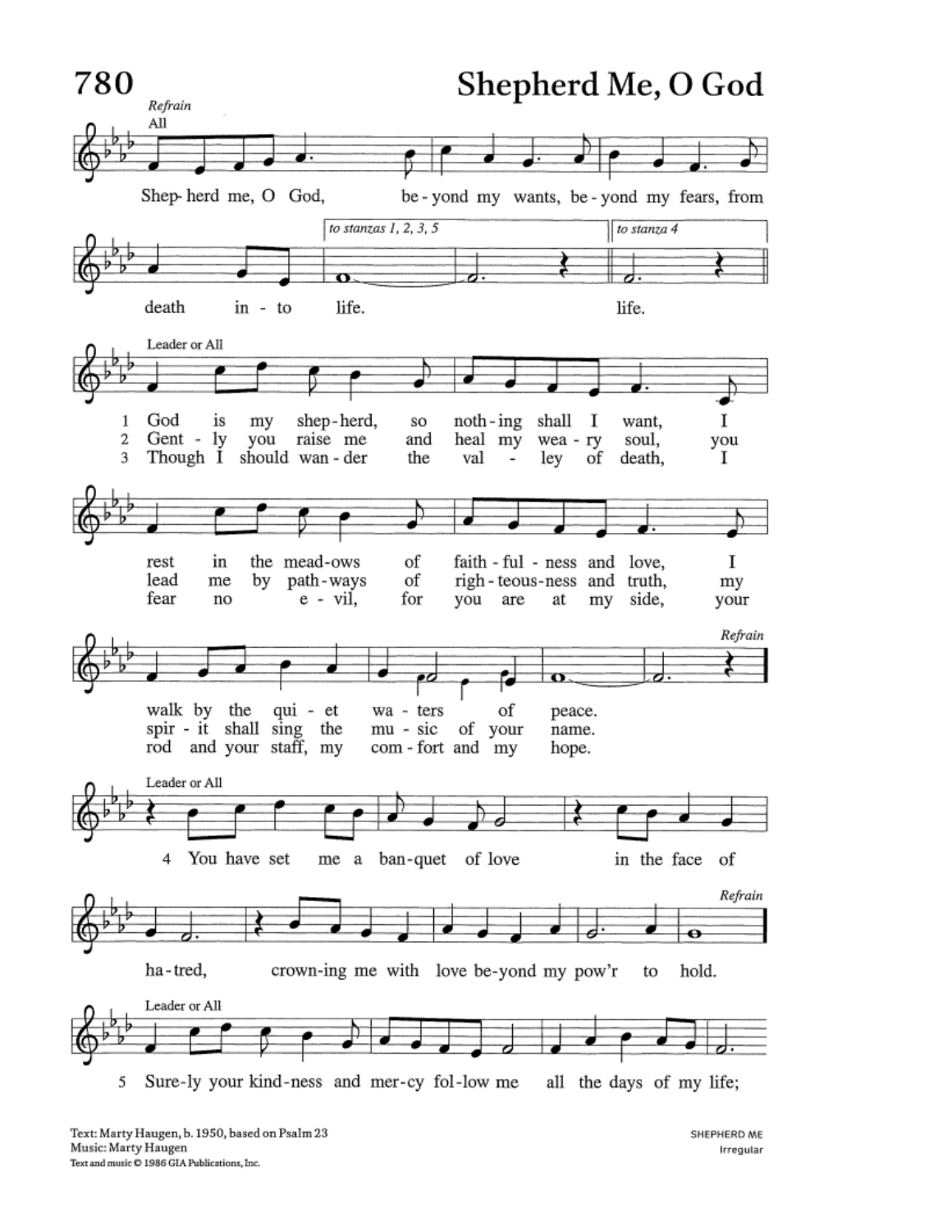# 780 Shepherd Me, O God

*Refrain*

All

Shep-herd me, O God, be-yond my wants, be-yond my fears, from death in-to life.

*to stanzas 1, 2, 3, 5* life. *to stanza 4* life.

Leader or All

1 God is my shep-herd, so noth-ing shall I want, I rest in the mead-ows of faith-ful-ness and love, I walk by the qui-et wa-ters of peace.

2 Gent-ly you raise me and heal my wea-ry soul, you lead me by path-ways of righ-teous-ness and truth, my spir-it shall sing the mu-sic of your name.

3 Though I should wan-der the val-ley of death, I fear no e-vil, for you are at my side, your rod and your staff, my com-fort and my hope.

*Refrain*

Leader or All

4 You have set me a ban-quet of love in the face of ha-tred, crown-ing me with love be-yond my pow'r to hold.

*Refrain*

Leader or All

5 Sure-ly your kind-ness and mer-cy fol-low me all the days of my life;

Text: Marty Haugen, b. 1950, based on Psalm 23
Music: Marty Haugen
Text and music © 1986 GIA Publications, Inc.

SHEPHERD ME
Irregular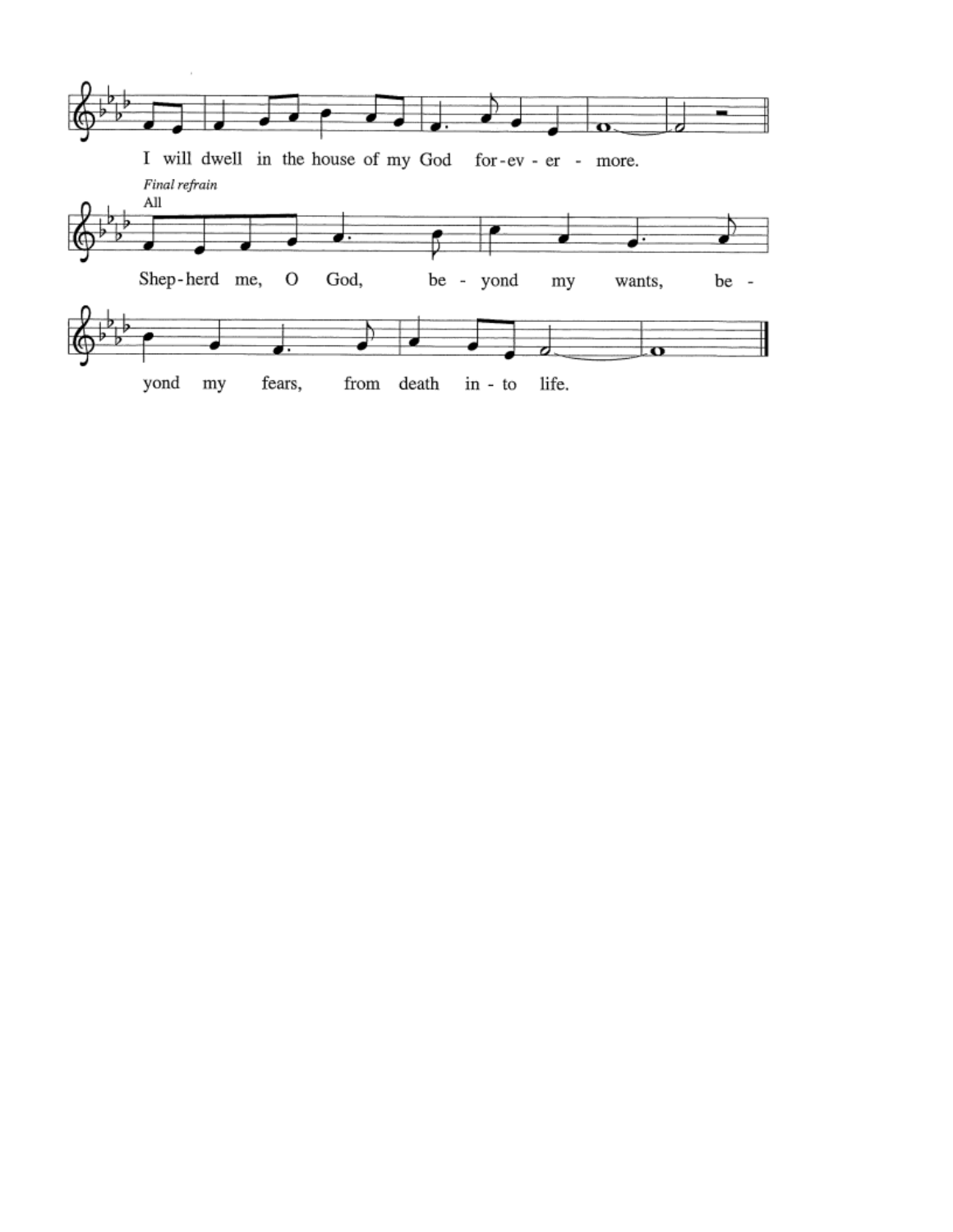I will dwell in the house of my God for-ev-er - more.

*Final refrain*
All

Shep-herd me, O God, be - yond my wants, be -

yond my fears, from death in - to life.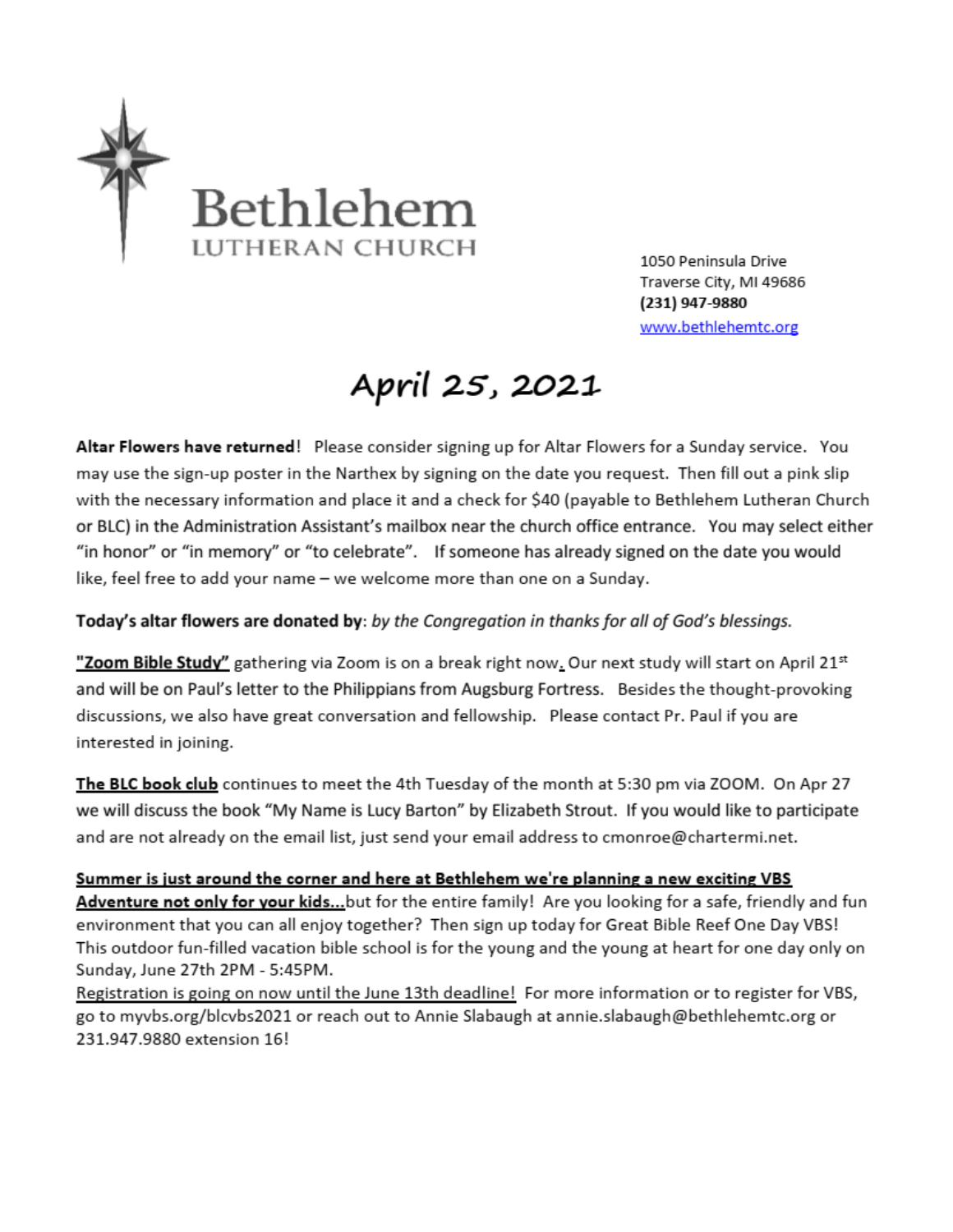# Bethlehem
LUTHERAN CHURCH

1050 Peninsula Drive
Traverse City, MI 49686
**(231) 947-9880**
www.bethlehemtc.org

# April 25, 2021

**Altar Flowers have returned**! Please consider signing up for Altar Flowers for a Sunday service. You may use the sign-up poster in the Narthex by signing on the date you request. Then fill out a pink slip with the necessary information and place it and a check for $40 (payable to Bethlehem Lutheran Church or BLC) in the Administration Assistant's mailbox near the church office entrance. You may select either "in honor" or "in memory" or "to celebrate". If someone has already signed on the date you would like, feel free to add your name – we welcome more than one on a Sunday.

**Today's altar flowers are donated by**: *by the Congregation in thanks for all of God's blessings.*

**"Zoom Bible Study"** gathering via Zoom is on a break right now. Our next study will start on April 21st and will be on Paul's letter to the Philippians from Augsburg Fortress. Besides the thought-provoking discussions, we also have great conversation and fellowship. Please contact Pr. Paul if you are interested in joining.

**The BLC book club** continues to meet the 4th Tuesday of the month at 5:30 pm via ZOOM. On Apr 27 we will discuss the book "My Name is Lucy Barton" by Elizabeth Strout. If you would like to participate and are not already on the email list, just send your email address to cmonroe@chartermi.net.

**Summer is just around the corner and here at Bethlehem we're planning a new exciting VBS Adventure not only for your kids...**but for the entire family! Are you looking for a safe, friendly and fun environment that you can all enjoy together? Then sign up today for Great Bible Reef One Day VBS! This outdoor fun-filled vacation bible school is for the young and the young at heart for one day only on Sunday, June 27th 2PM - 5:45PM.
Registration is going on now until the June 13th deadline! For more information or to register for VBS, go to myvbs.org/blcvbs2021 or reach out to Annie Slabaugh at annie.slabaugh@bethlehemtc.org or 231.947.9880 extension 16!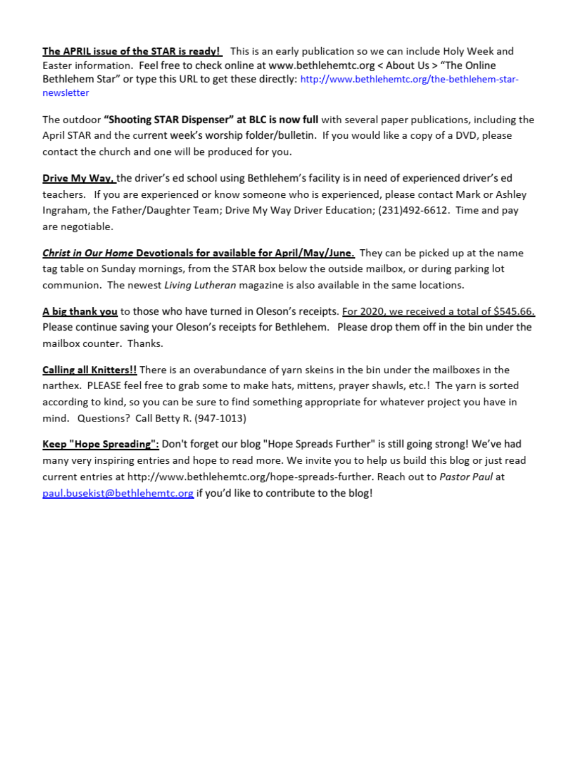**The APRIL issue of the STAR is ready!** This is an early publication so we can include Holy Week and Easter information. Feel free to check online at www.bethlehemtc.org < About Us > "The Online Bethlehem Star" or type this URL to get these directly: http://www.bethlehemtc.org/the-bethlehem-star-newsletter

The outdoor **"Shooting STAR Dispenser" at BLC is now full** with several paper publications, including the April STAR and the current week's worship folder/bulletin. If you would like a copy of a DVD, please contact the church and one will be produced for you.

**Drive My Way,** the driver's ed school using Bethlehem's facility is in need of experienced driver's ed teachers. If you are experienced or know someone who is experienced, please contact Mark or Ashley Ingraham, the Father/Daughter Team; Drive My Way Driver Education; (231)492-6612. Time and pay are negotiable.

***Christ in Our Home* Devotionals for available for April/May/June.** They can be picked up at the name tag table on Sunday mornings, from the STAR box below the outside mailbox, or during parking lot communion. The newest *Living Lutheran* magazine is also available in the same locations.

**A big thank you** to those who have turned in Oleson's receipts. For 2020, we received a total of $545.66. Please continue saving your Oleson's receipts for Bethlehem. Please drop them off in the bin under the mailbox counter. Thanks.

**Calling all Knitters!!** There is an overabundance of yarn skeins in the bin under the mailboxes in the narthex. PLEASE feel free to grab some to make hats, mittens, prayer shawls, etc.! The yarn is sorted according to kind, so you can be sure to find something appropriate for whatever project you have in mind. Questions? Call Betty R. (947-1013)

**Keep "Hope Spreading":** Don't forget our blog "Hope Spreads Further" is still going strong! We've had many very inspiring entries and hope to read more. We invite you to help us build this blog or just read current entries at http://www.bethlehemtc.org/hope-spreads-further. Reach out to *Pastor Paul* at paul.busekist@bethlehemtc.org if you'd like to contribute to the blog!